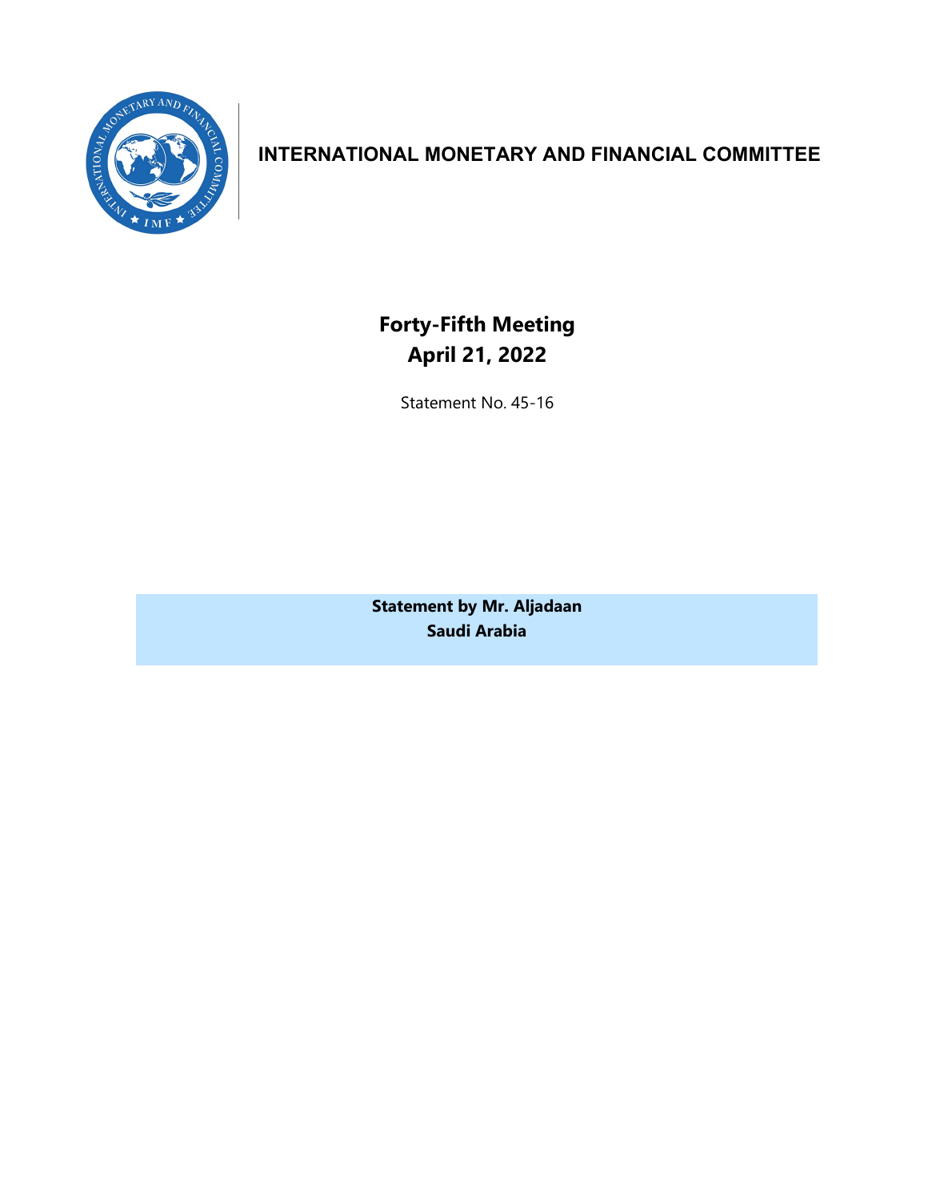# INTERNATIONAL MONETARY AND FINANCIAL COMMITTEE

## Forty-Fifth Meeting
## April 21, 2022

Statement No. 45-16

**Statement by Mr. Aljadaan**
**Saudi Arabia**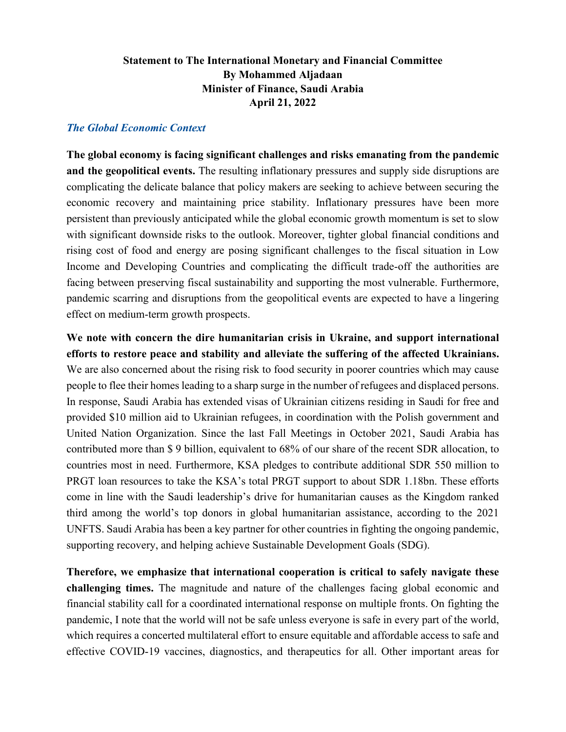**Statement to The International Monetary and Financial Committee**
**By Mohammed Aljadaan**
**Minister of Finance, Saudi Arabia**
**April 21, 2022**

### *The Global Economic Context*

**The global economy is facing significant challenges and risks emanating from the pandemic and the geopolitical events.** The resulting inflationary pressures and supply side disruptions are complicating the delicate balance that policy makers are seeking to achieve between securing the economic recovery and maintaining price stability. Inflationary pressures have been more persistent than previously anticipated while the global economic growth momentum is set to slow with significant downside risks to the outlook. Moreover, tighter global financial conditions and rising cost of food and energy are posing significant challenges to the fiscal situation in Low Income and Developing Countries and complicating the difficult trade-off the authorities are facing between preserving fiscal sustainability and supporting the most vulnerable. Furthermore, pandemic scarring and disruptions from the geopolitical events are expected to have a lingering effect on medium-term growth prospects.

**We note with concern the dire humanitarian crisis in Ukraine, and support international efforts to restore peace and stability and alleviate the suffering of the affected Ukrainians.** We are also concerned about the rising risk to food security in poorer countries which may cause people to flee their homes leading to a sharp surge in the number of refugees and displaced persons. In response, Saudi Arabia has extended visas of Ukrainian citizens residing in Saudi for free and provided $10 million aid to Ukrainian refugees, in coordination with the Polish government and United Nation Organization. Since the last Fall Meetings in October 2021, Saudi Arabia has contributed more than $ 9 billion, equivalent to 68% of our share of the recent SDR allocation, to countries most in need. Furthermore, KSA pledges to contribute additional SDR 550 million to PRGT loan resources to take the KSA's total PRGT support to about SDR 1.18bn. These efforts come in line with the Saudi leadership's drive for humanitarian causes as the Kingdom ranked third among the world's top donors in global humanitarian assistance, according to the 2021 UNFTS. Saudi Arabia has been a key partner for other countries in fighting the ongoing pandemic, supporting recovery, and helping achieve Sustainable Development Goals (SDG).

**Therefore, we emphasize that international cooperation is critical to safely navigate these challenging times.** The magnitude and nature of the challenges facing global economic and financial stability call for a coordinated international response on multiple fronts. On fighting the pandemic, I note that the world will not be safe unless everyone is safe in every part of the world, which requires a concerted multilateral effort to ensure equitable and affordable access to safe and effective COVID-19 vaccines, diagnostics, and therapeutics for all. Other important areas for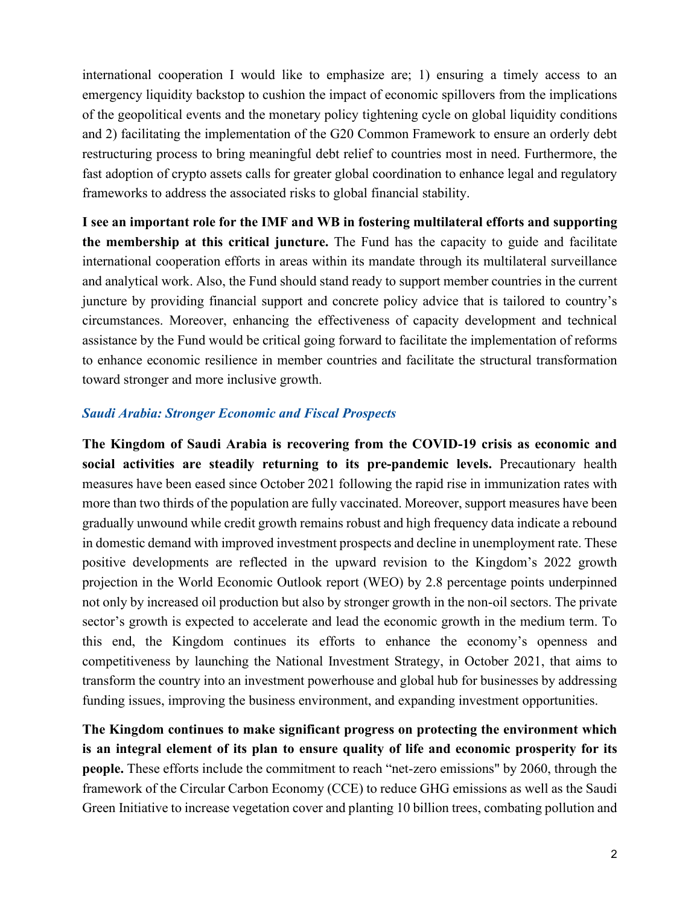international cooperation I would like to emphasize are; 1) ensuring a timely access to an emergency liquidity backstop to cushion the impact of economic spillovers from the implications of the geopolitical events and the monetary policy tightening cycle on global liquidity conditions and 2) facilitating the implementation of the G20 Common Framework to ensure an orderly debt restructuring process to bring meaningful debt relief to countries most in need. Furthermore, the fast adoption of crypto assets calls for greater global coordination to enhance legal and regulatory frameworks to address the associated risks to global financial stability.

**I see an important role for the IMF and WB in fostering multilateral efforts and supporting the membership at this critical juncture.** The Fund has the capacity to guide and facilitate international cooperation efforts in areas within its mandate through its multilateral surveillance and analytical work. Also, the Fund should stand ready to support member countries in the current juncture by providing financial support and concrete policy advice that is tailored to country's circumstances. Moreover, enhancing the effectiveness of capacity development and technical assistance by the Fund would be critical going forward to facilitate the implementation of reforms to enhance economic resilience in member countries and facilitate the structural transformation toward stronger and more inclusive growth.

### *Saudi Arabia: Stronger Economic and Fiscal Prospects*

**The Kingdom of Saudi Arabia is recovering from the COVID-19 crisis as economic and social activities are steadily returning to its pre-pandemic levels.** Precautionary health measures have been eased since October 2021 following the rapid rise in immunization rates with more than two thirds of the population are fully vaccinated. Moreover, support measures have been gradually unwound while credit growth remains robust and high frequency data indicate a rebound in domestic demand with improved investment prospects and decline in unemployment rate. These positive developments are reflected in the upward revision to the Kingdom's 2022 growth projection in the World Economic Outlook report (WEO) by 2.8 percentage points underpinned not only by increased oil production but also by stronger growth in the non-oil sectors. The private sector's growth is expected to accelerate and lead the economic growth in the medium term. To this end, the Kingdom continues its efforts to enhance the economy's openness and competitiveness by launching the National Investment Strategy, in October 2021, that aims to transform the country into an investment powerhouse and global hub for businesses by addressing funding issues, improving the business environment, and expanding investment opportunities.

**The Kingdom continues to make significant progress on protecting the environment which is an integral element of its plan to ensure quality of life and economic prosperity for its people.** These efforts include the commitment to reach "net-zero emissions" by 2060, through the framework of the Circular Carbon Economy (CCE) to reduce GHG emissions as well as the Saudi Green Initiative to increase vegetation cover and planting 10 billion trees, combating pollution and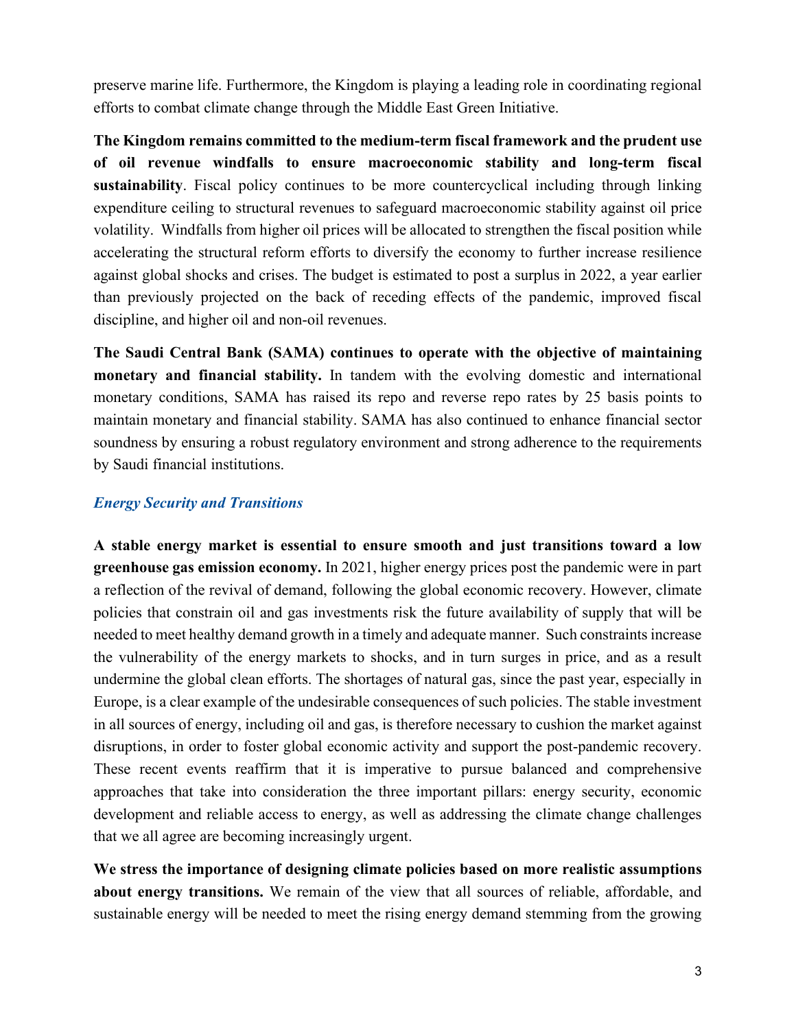preserve marine life. Furthermore, the Kingdom is playing a leading role in coordinating regional efforts to combat climate change through the Middle East Green Initiative.

**The Kingdom remains committed to the medium-term fiscal framework and the prudent use of oil revenue windfalls to ensure macroeconomic stability and long-term fiscal sustainability**. Fiscal policy continues to be more countercyclical including through linking expenditure ceiling to structural revenues to safeguard macroeconomic stability against oil price volatility. Windfalls from higher oil prices will be allocated to strengthen the fiscal position while accelerating the structural reform efforts to diversify the economy to further increase resilience against global shocks and crises. The budget is estimated to post a surplus in 2022, a year earlier than previously projected on the back of receding effects of the pandemic, improved fiscal discipline, and higher oil and non-oil revenues.

**The Saudi Central Bank (SAMA) continues to operate with the objective of maintaining monetary and financial stability.** In tandem with the evolving domestic and international monetary conditions, SAMA has raised its repo and reverse repo rates by 25 basis points to maintain monetary and financial stability. SAMA has also continued to enhance financial sector soundness by ensuring a robust regulatory environment and strong adherence to the requirements by Saudi financial institutions.

### *Energy Security and Transitions*

**A stable energy market is essential to ensure smooth and just transitions toward a low greenhouse gas emission economy.** In 2021, higher energy prices post the pandemic were in part a reflection of the revival of demand, following the global economic recovery. However, climate policies that constrain oil and gas investments risk the future availability of supply that will be needed to meet healthy demand growth in a timely and adequate manner. Such constraints increase the vulnerability of the energy markets to shocks, and in turn surges in price, and as a result undermine the global clean efforts. The shortages of natural gas, since the past year, especially in Europe, is a clear example of the undesirable consequences of such policies. The stable investment in all sources of energy, including oil and gas, is therefore necessary to cushion the market against disruptions, in order to foster global economic activity and support the post-pandemic recovery. These recent events reaffirm that it is imperative to pursue balanced and comprehensive approaches that take into consideration the three important pillars: energy security, economic development and reliable access to energy, as well as addressing the climate change challenges that we all agree are becoming increasingly urgent.

**We stress the importance of designing climate policies based on more realistic assumptions about energy transitions.** We remain of the view that all sources of reliable, affordable, and sustainable energy will be needed to meet the rising energy demand stemming from the growing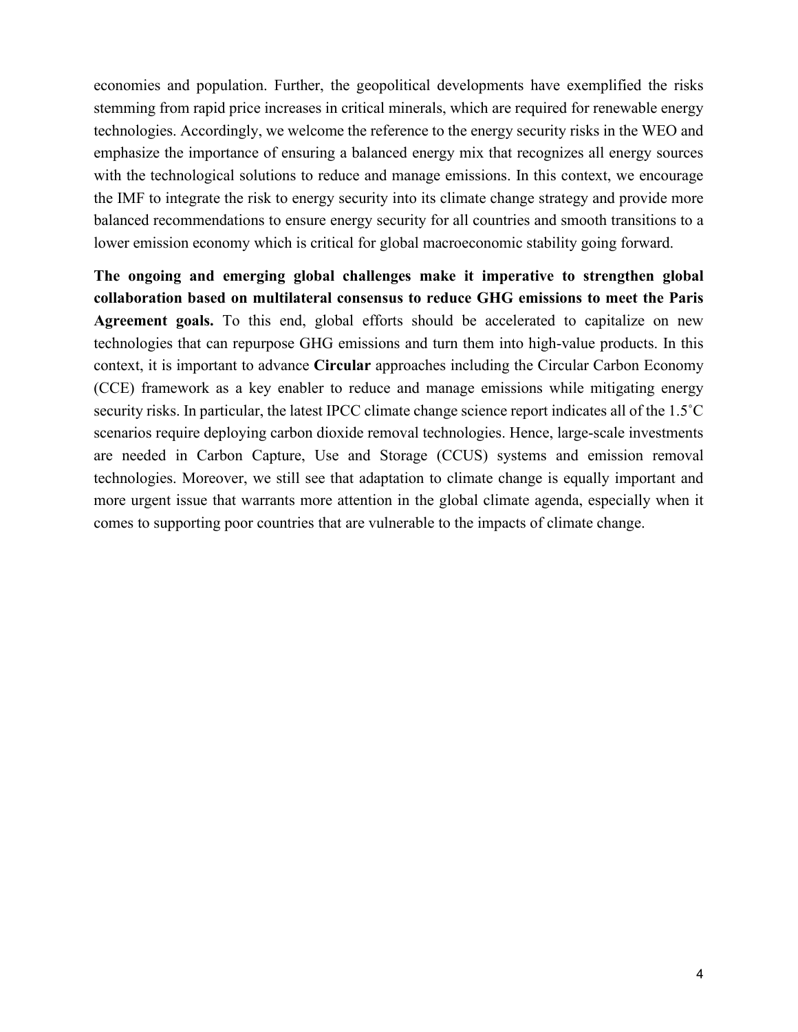economies and population. Further, the geopolitical developments have exemplified the risks stemming from rapid price increases in critical minerals, which are required for renewable energy technologies. Accordingly, we welcome the reference to the energy security risks in the WEO and emphasize the importance of ensuring a balanced energy mix that recognizes all energy sources with the technological solutions to reduce and manage emissions. In this context, we encourage the IMF to integrate the risk to energy security into its climate change strategy and provide more balanced recommendations to ensure energy security for all countries and smooth transitions to a lower emission economy which is critical for global macroeconomic stability going forward.

**The ongoing and emerging global challenges make it imperative to strengthen global collaboration based on multilateral consensus to reduce GHG emissions to meet the Paris Agreement goals.** To this end, global efforts should be accelerated to capitalize on new technologies that can repurpose GHG emissions and turn them into high-value products. In this context, it is important to advance **Circular** approaches including the Circular Carbon Economy (CCE) framework as a key enabler to reduce and manage emissions while mitigating energy security risks. In particular, the latest IPCC climate change science report indicates all of the 1.5˚C scenarios require deploying carbon dioxide removal technologies. Hence, large-scale investments are needed in Carbon Capture, Use and Storage (CCUS) systems and emission removal technologies. Moreover, we still see that adaptation to climate change is equally important and more urgent issue that warrants more attention in the global climate agenda, especially when it comes to supporting poor countries that are vulnerable to the impacts of climate change.